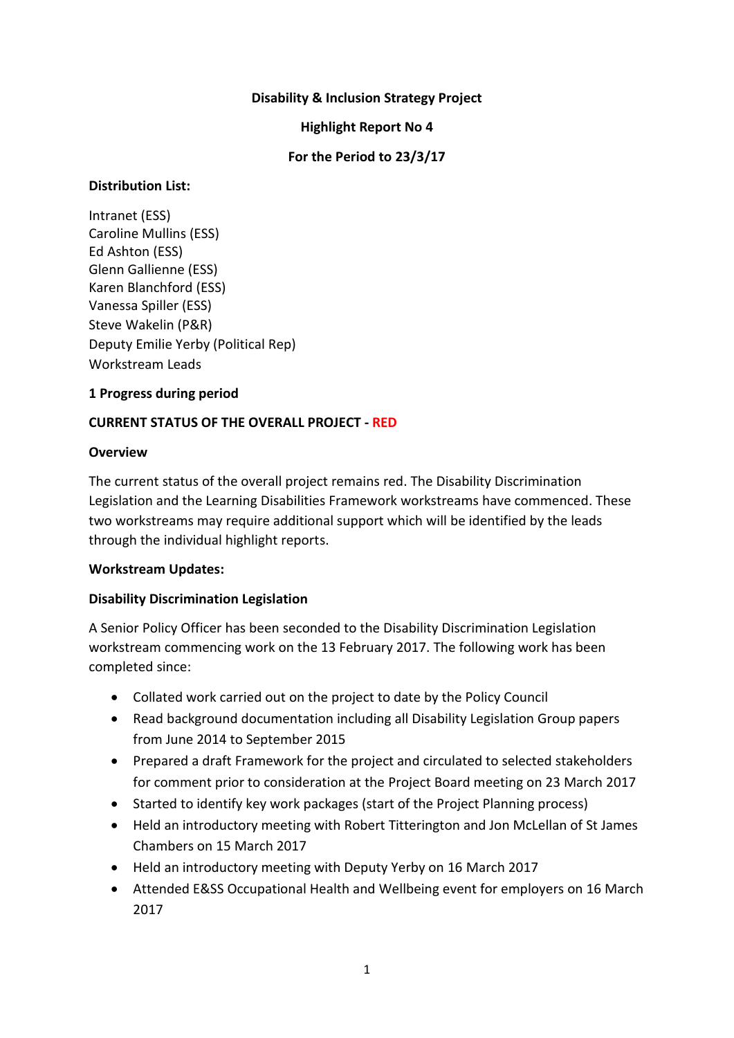**Disability & Inclusion Strategy Project**

**Highlight Report No 4**

**For the Period to 23/3/17**

**Distribution List:**

Intranet (ESS)
Caroline Mullins (ESS)
Ed Ashton (ESS)
Glenn Gallienne (ESS)
Karen Blanchford (ESS)
Vanessa Spiller (ESS)
Steve Wakelin (P&R)
Deputy Emilie Yerby (Political Rep)
Workstream Leads

**1 Progress during period**

**CURRENT STATUS OF THE OVERALL PROJECT - RED**

**Overview**

The current status of the overall project remains red. The Disability Discrimination Legislation and the Learning Disabilities Framework workstreams have commenced. These two workstreams may require additional support which will be identified by the leads through the individual highlight reports.

**Workstream Updates:**

**Disability Discrimination Legislation**

A Senior Policy Officer has been seconded to the Disability Discrimination Legislation workstream commencing work on the 13 February 2017. The following work has been completed since:

- Collated work carried out on the project to date by the Policy Council
- Read background documentation including all Disability Legislation Group papers from June 2014 to September 2015
- Prepared a draft Framework for the project and circulated to selected stakeholders for comment prior to consideration at the Project Board meeting on 23 March 2017
- Started to identify key work packages (start of the Project Planning process)
- Held an introductory meeting with Robert Titterington and Jon McLellan of St James Chambers on 15 March 2017
- Held an introductory meeting with Deputy Yerby on 16 March 2017
- Attended E&SS Occupational Health and Wellbeing event for employers on 16 March 2017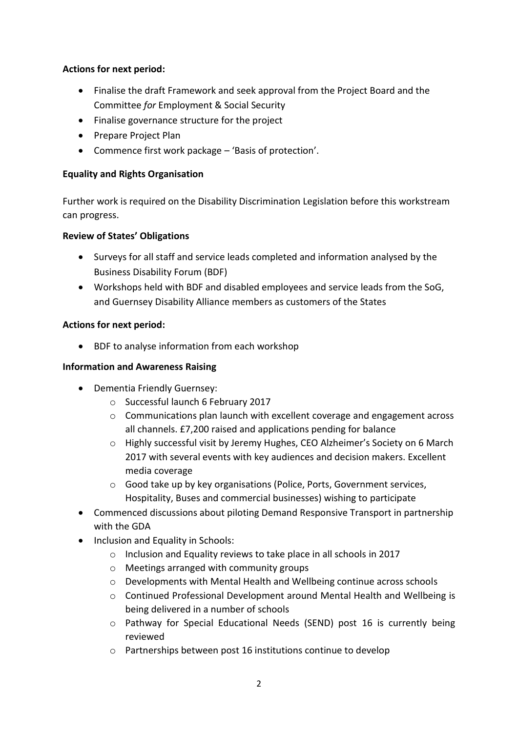**Actions for next period:**

- Finalise the draft Framework and seek approval from the Project Board and the Committee *for* Employment & Social Security
- Finalise governance structure for the project
- Prepare Project Plan
- Commence first work package – 'Basis of protection'.

**Equality and Rights Organisation**

Further work is required on the Disability Discrimination Legislation before this workstream can progress.

**Review of States' Obligations**

- Surveys for all staff and service leads completed and information analysed by the Business Disability Forum (BDF)
- Workshops held with BDF and disabled employees and service leads from the SoG, and Guernsey Disability Alliance members as customers of the States

**Actions for next period:**

- BDF to analyse information from each workshop

**Information and Awareness Raising**

- Dementia Friendly Guernsey:
  - Successful launch 6 February 2017
  - Communications plan launch with excellent coverage and engagement across all channels. £7,200 raised and applications pending for balance
  - Highly successful visit by Jeremy Hughes, CEO Alzheimer's Society on 6 March 2017 with several events with key audiences and decision makers. Excellent media coverage
  - Good take up by key organisations (Police, Ports, Government services, Hospitality, Buses and commercial businesses) wishing to participate
- Commenced discussions about piloting Demand Responsive Transport in partnership with the GDA
- Inclusion and Equality in Schools:
  - Inclusion and Equality reviews to take place in all schools in 2017
  - Meetings arranged with community groups
  - Developments with Mental Health and Wellbeing continue across schools
  - Continued Professional Development around Mental Health and Wellbeing is being delivered in a number of schools
  - Pathway for Special Educational Needs (SEND) post 16 is currently being reviewed
  - Partnerships between post 16 institutions continue to develop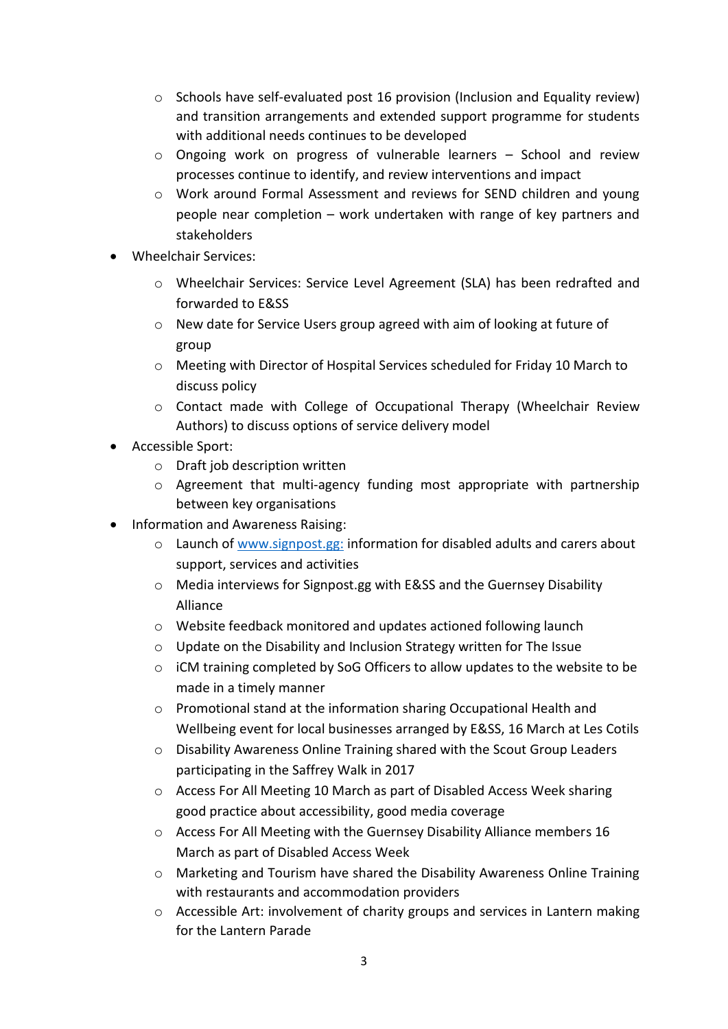- Schools have self-evaluated post 16 provision (Inclusion and Equality review) and transition arrangements and extended support programme for students with additional needs continues to be developed
    - Ongoing work on progress of vulnerable learners – School and review processes continue to identify, and review interventions and impact
    - Work around Formal Assessment and reviews for SEND children and young people near completion – work undertaken with range of key partners and stakeholders
- Wheelchair Services:
    - Wheelchair Services: Service Level Agreement (SLA) has been redrafted and forwarded to E&SS
    - New date for Service Users group agreed with aim of looking at future of group
    - Meeting with Director of Hospital Services scheduled for Friday 10 March to discuss policy
    - Contact made with College of Occupational Therapy (Wheelchair Review Authors) to discuss options of service delivery model
- Accessible Sport:
    - Draft job description written
    - Agreement that multi-agency funding most appropriate with partnership between key organisations
- Information and Awareness Raising:
    - Launch of [www.signpost.gg:](http://www.signpost.gg) information for disabled adults and carers about support, services and activities
    - Media interviews for Signpost.gg with E&SS and the Guernsey Disability Alliance
    - Website feedback monitored and updates actioned following launch
    - Update on the Disability and Inclusion Strategy written for The Issue
    - iCM training completed by SoG Officers to allow updates to the website to be made in a timely manner
    - Promotional stand at the information sharing Occupational Health and Wellbeing event for local businesses arranged by E&SS, 16 March at Les Cotils
    - Disability Awareness Online Training shared with the Scout Group Leaders participating in the Saffrey Walk in 2017
    - Access For All Meeting 10 March as part of Disabled Access Week sharing good practice about accessibility, good media coverage
    - Access For All Meeting with the Guernsey Disability Alliance members 16 March as part of Disabled Access Week
    - Marketing and Tourism have shared the Disability Awareness Online Training with restaurants and accommodation providers
    - Accessible Art: involvement of charity groups and services in Lantern making for the Lantern Parade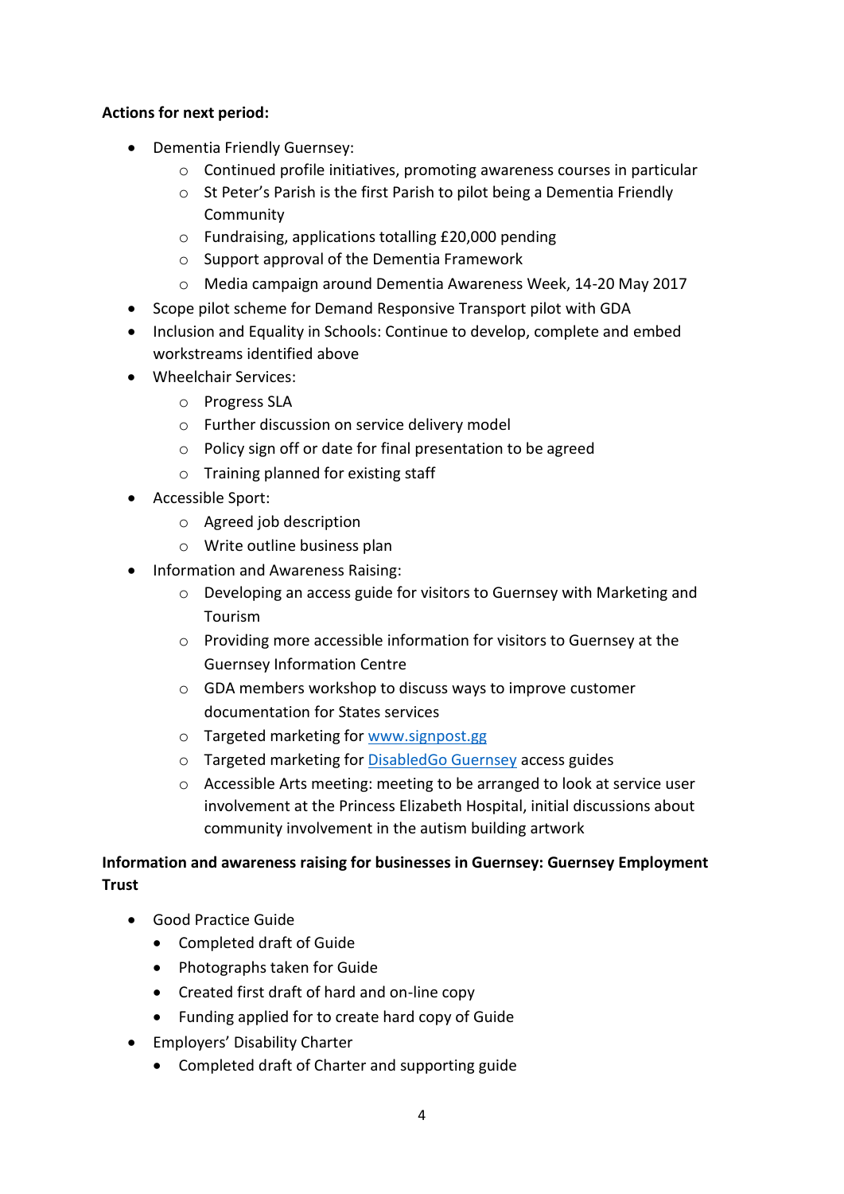**Actions for next period:**

- Dementia Friendly Guernsey:
  - Continued profile initiatives, promoting awareness courses in particular
  - St Peter's Parish is the first Parish to pilot being a Dementia Friendly Community
  - Fundraising, applications totalling £20,000 pending
  - Support approval of the Dementia Framework
  - Media campaign around Dementia Awareness Week, 14-20 May 2017
- Scope pilot scheme for Demand Responsive Transport pilot with GDA
- Inclusion and Equality in Schools: Continue to develop, complete and embed workstreams identified above
- Wheelchair Services:
  - Progress SLA
  - Further discussion on service delivery model
  - Policy sign off or date for final presentation to be agreed
  - Training planned for existing staff
- Accessible Sport:
  - Agreed job description
  - Write outline business plan
- Information and Awareness Raising:
  - Developing an access guide for visitors to Guernsey with Marketing and Tourism
  - Providing more accessible information for visitors to Guernsey at the Guernsey Information Centre
  - GDA members workshop to discuss ways to improve customer documentation for States services
  - Targeted marketing for [www.signpost.gg](http://www.signpost.gg)
  - Targeted marketing for [DisabledGo Guernsey](DisabledGo Guernsey) access guides
  - Accessible Arts meeting: meeting to be arranged to look at service user involvement at the Princess Elizabeth Hospital, initial discussions about community involvement in the autism building artwork

**Information and awareness raising for businesses in Guernsey: Guernsey Employment Trust**

- Good Practice Guide
  - Completed draft of Guide
  - Photographs taken for Guide
  - Created first draft of hard and on-line copy
  - Funding applied for to create hard copy of Guide
- Employers' Disability Charter
  - Completed draft of Charter and supporting guide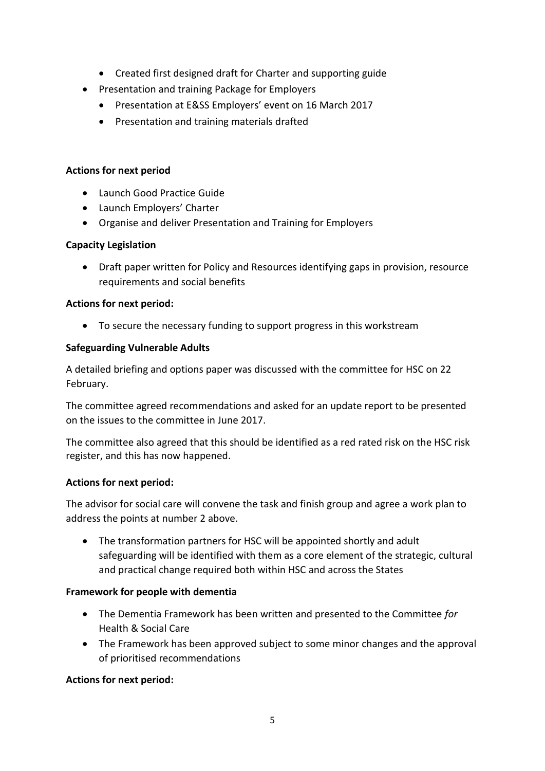- Created first designed draft for Charter and supporting guide
- Presentation and training Package for Employers
    - Presentation at E&SS Employers' event on 16 March 2017
    - Presentation and training materials drafted

**Actions for next period**

- Launch Good Practice Guide
- Launch Employers' Charter
- Organise and deliver Presentation and Training for Employers

**Capacity Legislation**

- Draft paper written for Policy and Resources identifying gaps in provision, resource requirements and social benefits

**Actions for next period:**

- To secure the necessary funding to support progress in this workstream

**Safeguarding Vulnerable Adults**

A detailed briefing and options paper was discussed with the committee for HSC on 22 February.

The committee agreed recommendations and asked for an update report to be presented on the issues to the committee in June 2017.

The committee also agreed that this should be identified as a red rated risk on the HSC risk register, and this has now happened.

**Actions for next period:**

The advisor for social care will convene the task and finish group and agree a work plan to address the points at number 2 above.

- The transformation partners for HSC will be appointed shortly and adult safeguarding will be identified with them as a core element of the strategic, cultural and practical change required both within HSC and across the States

**Framework for people with dementia**

- The Dementia Framework has been written and presented to the Committee *for* Health & Social Care
- The Framework has been approved subject to some minor changes and the approval of prioritised recommendations

**Actions for next period:**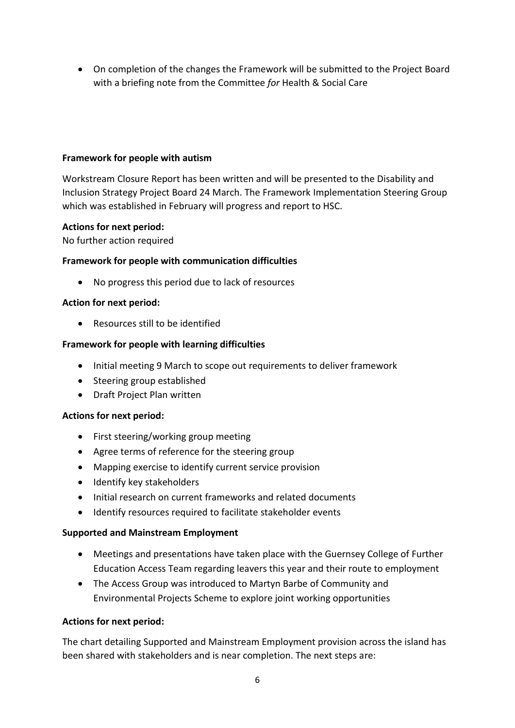- On completion of the changes the Framework will be submitted to the Project Board with a briefing note from the Committee *for* Health & Social Care

**Framework for people with autism**

Workstream Closure Report has been written and will be presented to the Disability and Inclusion Strategy Project Board 24 March. The Framework Implementation Steering Group which was established in February will progress and report to HSC.

**Actions for next period:**

No further action required

**Framework for people with communication difficulties**

- No progress this period due to lack of resources

**Action for next period:**

- Resources still to be identified

**Framework for people with learning difficulties**

- Initial meeting 9 March to scope out requirements to deliver framework
- Steering group established
- Draft Project Plan written

**Actions for next period:**

- First steering/working group meeting
- Agree terms of reference for the steering group
- Mapping exercise to identify current service provision
- Identify key stakeholders
- Initial research on current frameworks and related documents
- Identify resources required to facilitate stakeholder events

**Supported and Mainstream Employment**

- Meetings and presentations have taken place with the Guernsey College of Further Education Access Team regarding leavers this year and their route to employment
- The Access Group was introduced to Martyn Barbe of Community and Environmental Projects Scheme to explore joint working opportunities

**Actions for next period:**

The chart detailing Supported and Mainstream Employment provision across the island has been shared with stakeholders and is near completion. The next steps are: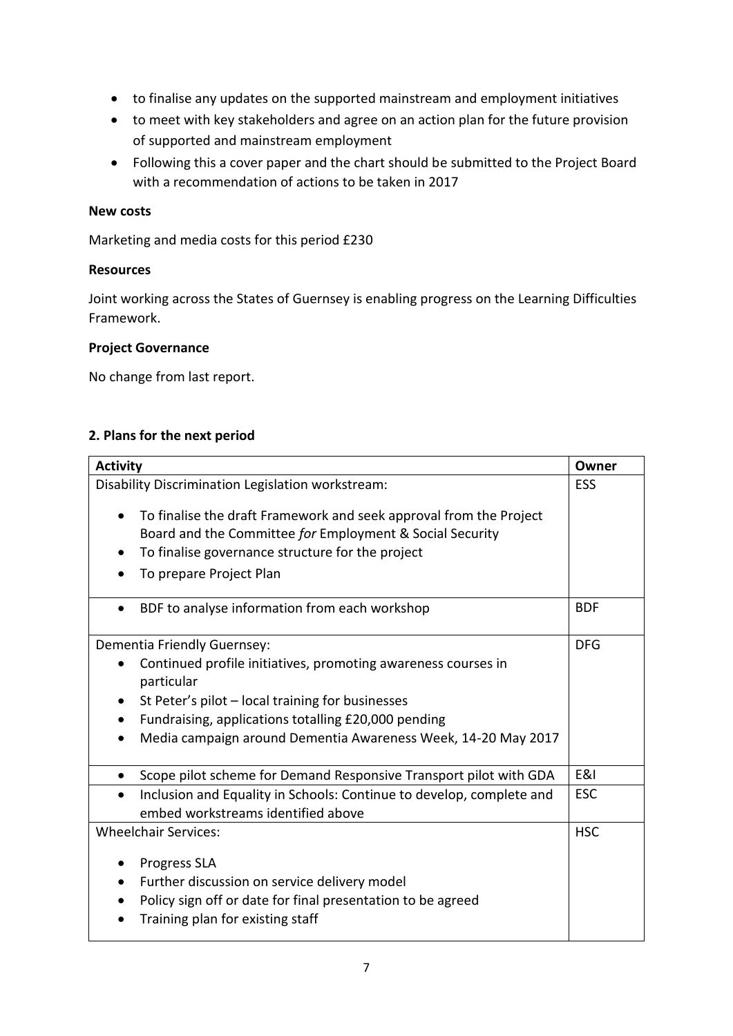- to finalise any updates on the supported mainstream and employment initiatives
- to meet with key stakeholders and agree on an action plan for the future provision of supported and mainstream employment
- Following this a cover paper and the chart should be submitted to the Project Board with a recommendation of actions to be taken in 2017

**New costs**

Marketing and media costs for this period £230

**Resources**

Joint working across the States of Guernsey is enabling progress on the Learning Difficulties Framework.

**Project Governance**

No change from last report.

## 2. Plans for the next period

| Activity | Owner |
|---|---|
| Disability Discrimination Legislation workstream:<br><br>• To finalise the draft Framework and seek approval from the Project Board and the Committee *for* Employment & Social Security<br>• To finalise governance structure for the project<br>• To prepare Project Plan | ESS |
| • BDF to analyse information from each workshop | BDF |
| Dementia Friendly Guernsey:<br>• Continued profile initiatives, promoting awareness courses in particular<br>• St Peter's pilot – local training for businesses<br>• Fundraising, applications totalling £20,000 pending<br>• Media campaign around Dementia Awareness Week, 14-20 May 2017 | DFG |
| • Scope pilot scheme for Demand Responsive Transport pilot with GDA | E&I |
| • Inclusion and Equality in Schools: Continue to develop, complete and embed workstreams identified above | ESC |
| Wheelchair Services:<br><br>• Progress SLA<br>• Further discussion on service delivery model<br>• Policy sign off or date for final presentation to be agreed<br>• Training plan for existing staff | HSC |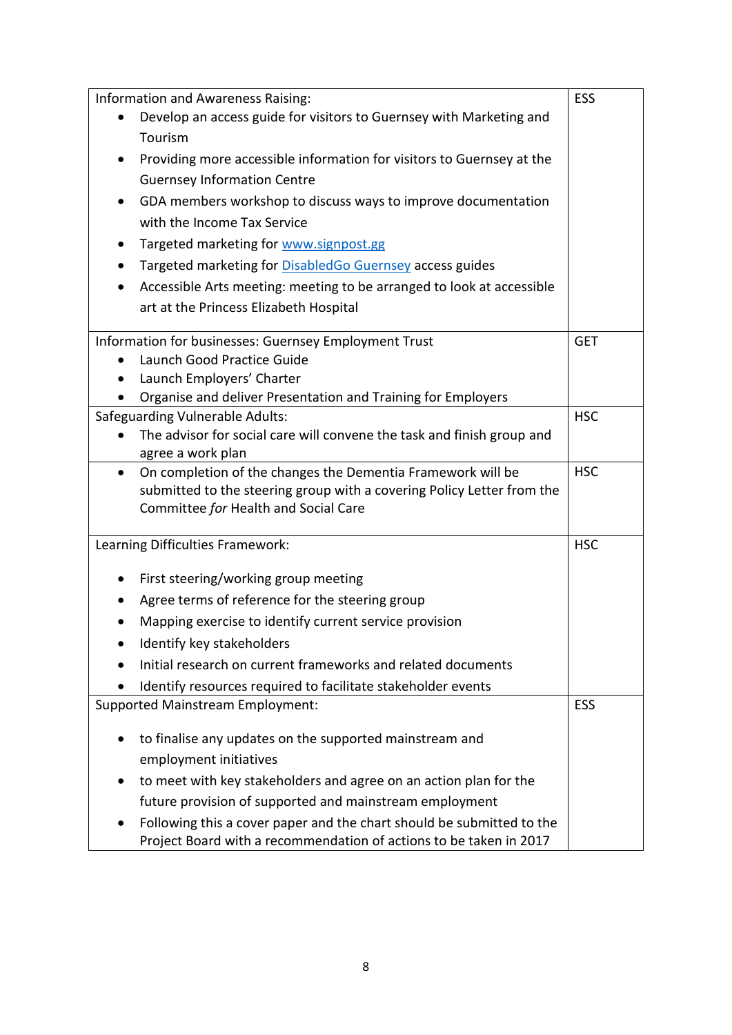| | |
|---|---|
| Information and Awareness Raising:<br>• Develop an access guide for visitors to Guernsey with Marketing and Tourism<br>• Providing more accessible information for visitors to Guernsey at the Guernsey Information Centre<br>• GDA members workshop to discuss ways to improve documentation with the Income Tax Service<br>• Targeted marketing for www.signpost.gg<br>• Targeted marketing for DisabledGo Guernsey access guides<br>• Accessible Arts meeting: meeting to be arranged to look at accessible art at the Princess Elizabeth Hospital | ESS |
| Information for businesses: Guernsey Employment Trust<br>• Launch Good Practice Guide<br>• Launch Employers' Charter<br>• Organise and deliver Presentation and Training for Employers | GET |
| Safeguarding Vulnerable Adults:<br>• The advisor for social care will convene the task and finish group and agree a work plan | HSC |
| • On completion of the changes the Dementia Framework will be submitted to the steering group with a covering Policy Letter from the Committee *for* Health and Social Care | HSC |
| Learning Difficulties Framework:<br>• First steering/working group meeting<br>• Agree terms of reference for the steering group<br>• Mapping exercise to identify current service provision<br>• Identify key stakeholders<br>• Initial research on current frameworks and related documents<br>• Identify resources required to facilitate stakeholder events | HSC |
| Supported Mainstream Employment:<br>• to finalise any updates on the supported mainstream and employment initiatives<br>• to meet with key stakeholders and agree on an action plan for the future provision of supported and mainstream employment<br>• Following this a cover paper and the chart should be submitted to the Project Board with a recommendation of actions to be taken in 2017 | ESS |